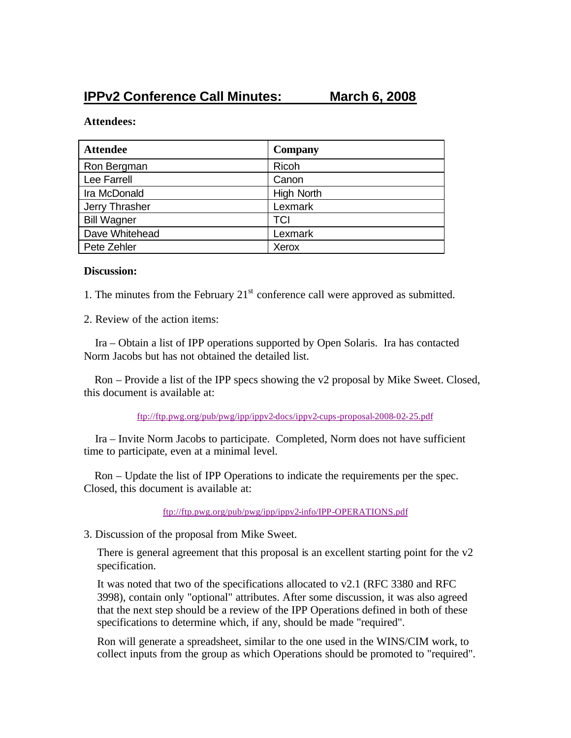# IPPv2 Conference Call Minutes: March 6, 2008

**Attendees:**

| Attendee | Company |
|---|---|
| Ron Bergman | Ricoh |
| Lee Farrell | Canon |
| Ira McDonald | High North |
| Jerry Thrasher | Lexmark |
| Bill Wagner | TCI |
| Dave Whitehead | Lexmark |
| Pete Zehler | Xerox |

**Discussion:**

1. The minutes from the February 21st conference call were approved as submitted.

2. Review of the action items:

Ira – Obtain a list of IPP operations supported by Open Solaris. Ira has contacted Norm Jacobs but has not obtained the detailed list.

Ron – Provide a list of the IPP specs showing the v2 proposal by Mike Sweet. Closed, this document is available at:

ftp://ftp.pwg.org/pub/pwg/ipp/ippv2-docs/ippv2-cups-proposal-2008-02-25.pdf

Ira – Invite Norm Jacobs to participate. Completed, Norm does not have sufficient time to participate, even at a minimal level.

Ron – Update the list of IPP Operations to indicate the requirements per the spec. Closed, this document is available at:

ftp://ftp.pwg.org/pub/pwg/ipp/ippv2-info/IPP-OPERATIONS.pdf

3. Discussion of the proposal from Mike Sweet.

There is general agreement that this proposal is an excellent starting point for the v2 specification.

It was noted that two of the specifications allocated to v2.1 (RFC 3380 and RFC 3998), contain only "optional" attributes. After some discussion, it was also agreed that the next step should be a review of the IPP Operations defined in both of these specifications to determine which, if any, should be made "required".

Ron will generate a spreadsheet, similar to the one used in the WINS/CIM work, to collect inputs from the group as which Operations should be promoted to "required".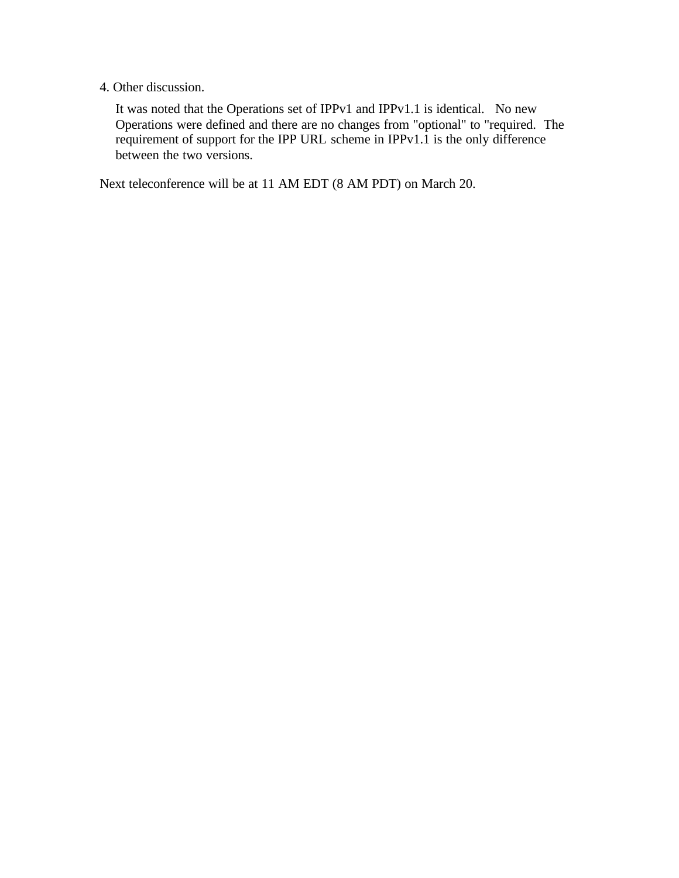4. Other discussion.

It was noted that the Operations set of IPPv1 and IPPv1.1 is identical. No new Operations were defined and there are no changes from "optional" to "required. The requirement of support for the IPP URL scheme in IPPv1.1 is the only difference between the two versions.

Next teleconference will be at 11 AM EDT (8 AM PDT) on March 20.